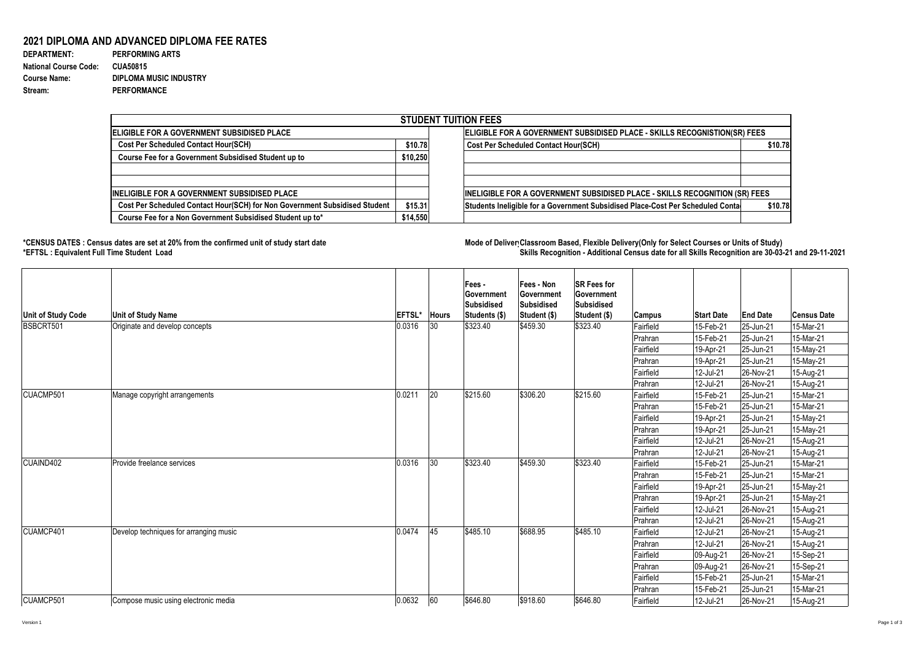# 2021 DIPLOMA AND ADVANCED DIPLOMA FEE RATES

**DEPARTMENT:** PERFORMING ARTS
**National Course Code:** CUA50815
**Course Name:** DIPLOMA MUSIC INDUSTRY
**Stream:** PERFORMANCE

| STUDENT TUITION FEES | | | |
|---|---|---|---|
| **ELIGIBLE FOR A GOVERNMENT SUBSIDISED PLACE** | | **ELIGIBLE FOR A GOVERNMENT SUBSIDISED PLACE - SKILLS RECOGNISTION(SR) FEES** | |
| Cost Per Scheduled Contact Hour(SCH) | $10.78 | Cost Per Scheduled Contact Hour(SCH) | $10.78 |
| Course Fee for a Government Subsidised Student up to | $10,250 | | |
| | | | |
| | | | |
| **INELIGIBLE FOR A GOVERNMENT SUBSIDISED PLACE** | | **INELIGIBLE FOR A GOVERNMENT SUBSIDISED PLACE - SKILLS RECOGNITION (SR) FEES** | |
| Cost Per Scheduled Contact Hour(SCH) for Non Government Subsidised Student | $15.31 | Students Ineligible for a Government Subsidised Place-Cost Per Scheduled Conta | $10.78 |
| Course Fee for a Non Government Subsidised Student up to* | $14,550 | | |

**\*CENSUS DATES : Census dates are set at 20% from the confirmed unit of study start date**
**\*EFTSL : Equivalent Full Time Student Load**

**Mode of Deliver Classroom Based, Flexible Delivery(Only for Select Courses or Units of Study)**
**Skills Recognition - Additional Census date for all Skills Recognition are 30-03-21 and 29-11-2021**

| Unit of Study Code | Unit of Study Name | EFTSL* | Hours | Fees - Government Subsidised Students ($) | Fees - Non Government Subsidised Student ($) | SR Fees for Government Subsidised Student ($) | Campus | Start Date | End Date | Census Date |
|---|---|---|---|---|---|---|---|---|---|---|
| BSBCRT501 | Originate and develop concepts | 0.0316 | 30 | $323.40 | $459.30 | $323.40 | Fairfield | 15-Feb-21 | 25-Jun-21 | 15-Mar-21 |
| | | | | | | | Prahran | 15-Feb-21 | 25-Jun-21 | 15-Mar-21 |
| | | | | | | | Fairfield | 19-Apr-21 | 25-Jun-21 | 15-May-21 |
| | | | | | | | Prahran | 19-Apr-21 | 25-Jun-21 | 15-May-21 |
| | | | | | | | Fairfield | 12-Jul-21 | 26-Nov-21 | 15-Aug-21 |
| | | | | | | | Prahran | 12-Jul-21 | 26-Nov-21 | 15-Aug-21 |
| CUACMP501 | Manage copyright arrangements | 0.0211 | 20 | $215.60 | $306.20 | $215.60 | Fairfield | 15-Feb-21 | 25-Jun-21 | 15-Mar-21 |
| | | | | | | | Prahran | 15-Feb-21 | 25-Jun-21 | 15-Mar-21 |
| | | | | | | | Fairfield | 19-Apr-21 | 25-Jun-21 | 15-May-21 |
| | | | | | | | Prahran | 19-Apr-21 | 25-Jun-21 | 15-May-21 |
| | | | | | | | Fairfield | 12-Jul-21 | 26-Nov-21 | 15-Aug-21 |
| | | | | | | | Prahran | 12-Jul-21 | 26-Nov-21 | 15-Aug-21 |
| CUAIND402 | Provide freelance services | 0.0316 | 30 | $323.40 | $459.30 | $323.40 | Fairfield | 15-Feb-21 | 25-Jun-21 | 15-Mar-21 |
| | | | | | | | Prahran | 15-Feb-21 | 25-Jun-21 | 15-Mar-21 |
| | | | | | | | Fairfield | 19-Apr-21 | 25-Jun-21 | 15-May-21 |
| | | | | | | | Prahran | 19-Apr-21 | 25-Jun-21 | 15-May-21 |
| | | | | | | | Fairfield | 12-Jul-21 | 26-Nov-21 | 15-Aug-21 |
| | | | | | | | Prahran | 12-Jul-21 | 26-Nov-21 | 15-Aug-21 |
| CUAMCP401 | Develop techniques for arranging music | 0.0474 | 45 | $485.10 | $688.95 | $485.10 | Fairfield | 12-Jul-21 | 26-Nov-21 | 15-Aug-21 |
| | | | | | | | Prahran | 12-Jul-21 | 26-Nov-21 | 15-Aug-21 |
| | | | | | | | Fairfield | 09-Aug-21 | 26-Nov-21 | 15-Sep-21 |
| | | | | | | | Prahran | 09-Aug-21 | 26-Nov-21 | 15-Sep-21 |
| | | | | | | | Fairfield | 15-Feb-21 | 25-Jun-21 | 15-Mar-21 |
| | | | | | | | Prahran | 15-Feb-21 | 25-Jun-21 | 15-Mar-21 |
| CUAMCP501 | Compose music using electronic media | 0.0632 | 60 | $646.80 | $918.60 | $646.80 | Fairfield | 12-Jul-21 | 26-Nov-21 | 15-Aug-21 |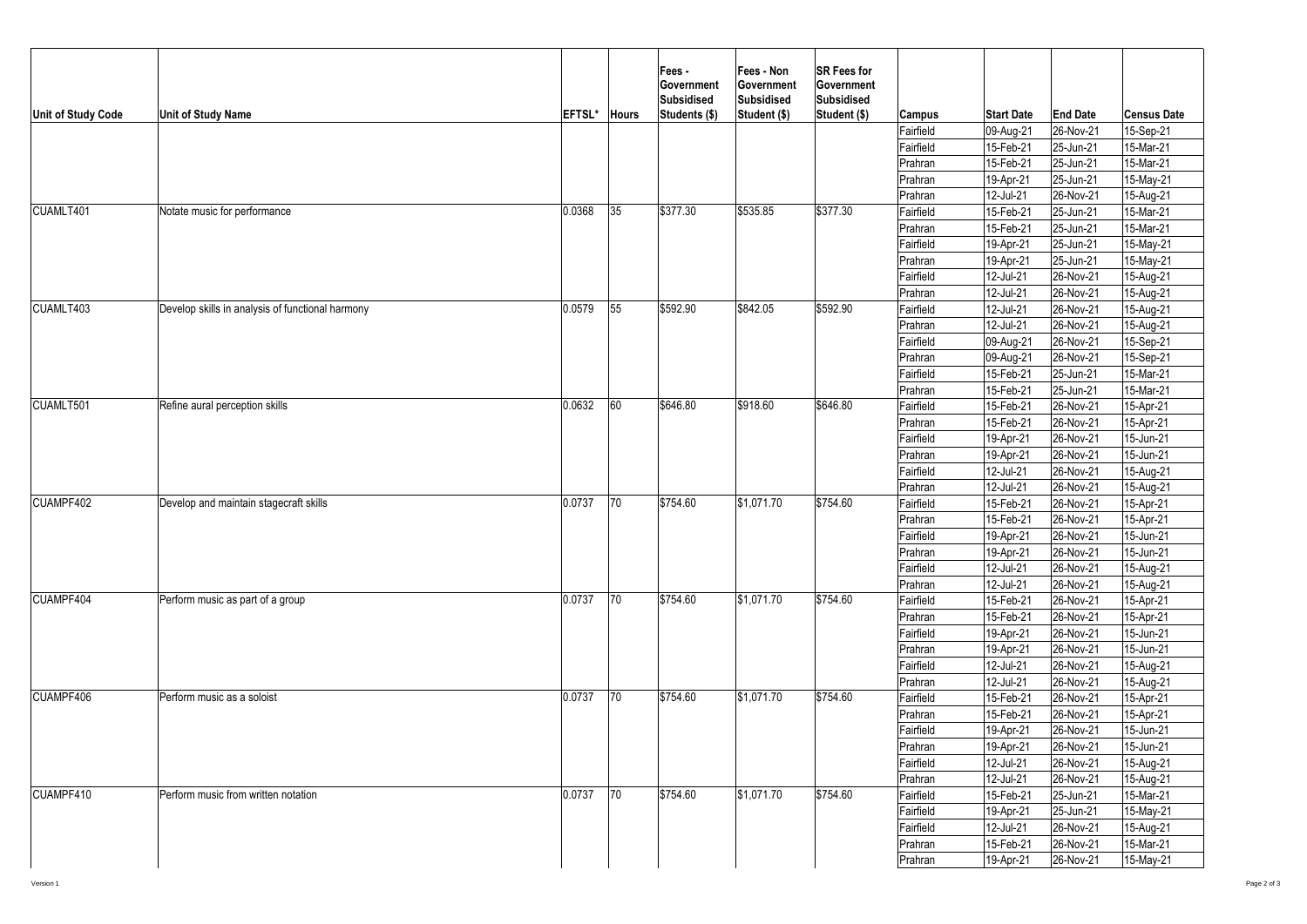| Unit of Study Code | Unit of Study Name | EFTSL* | Hours | Fees - Government Subsidised Students ($) | Fees - Non Government Subsidised Student ($) | SR Fees for Government Subsidised Student ($) | Campus | Start Date | End Date | Census Date |
|---|---|---|---|---|---|---|---|---|---|---|
| | | | | | | | Fairfield | 09-Aug-21 | 26-Nov-21 | 15-Sep-21 |
| | | | | | | | Fairfield | 15-Feb-21 | 25-Jun-21 | 15-Mar-21 |
| | | | | | | | Prahran | 15-Feb-21 | 25-Jun-21 | 15-Mar-21 |
| | | | | | | | Prahran | 19-Apr-21 | 25-Jun-21 | 15-May-21 |
| | | | | | | | Prahran | 12-Jul-21 | 26-Nov-21 | 15-Aug-21 |
| CUAMLT401 | Notate music for performance | 0.0368 | 35 | $377.30 | $535.85 | $377.30 | Fairfield | 15-Feb-21 | 25-Jun-21 | 15-Mar-21 |
| | | | | | | | Prahran | 15-Feb-21 | 25-Jun-21 | 15-Mar-21 |
| | | | | | | | Fairfield | 19-Apr-21 | 25-Jun-21 | 15-May-21 |
| | | | | | | | Prahran | 19-Apr-21 | 25-Jun-21 | 15-May-21 |
| | | | | | | | Fairfield | 12-Jul-21 | 26-Nov-21 | 15-Aug-21 |
| | | | | | | | Prahran | 12-Jul-21 | 26-Nov-21 | 15-Aug-21 |
| CUAMLT403 | Develop skills in analysis of functional harmony | 0.0579 | 55 | $592.90 | $842.05 | $592.90 | Fairfield | 12-Jul-21 | 26-Nov-21 | 15-Aug-21 |
| | | | | | | | Prahran | 12-Jul-21 | 26-Nov-21 | 15-Aug-21 |
| | | | | | | | Fairfield | 09-Aug-21 | 26-Nov-21 | 15-Sep-21 |
| | | | | | | | Prahran | 09-Aug-21 | 26-Nov-21 | 15-Sep-21 |
| | | | | | | | Fairfield | 15-Feb-21 | 25-Jun-21 | 15-Mar-21 |
| | | | | | | | Prahran | 15-Feb-21 | 25-Jun-21 | 15-Mar-21 |
| CUAMLT501 | Refine aural perception skills | 0.0632 | 60 | $646.80 | $918.60 | $646.80 | Fairfield | 15-Feb-21 | 26-Nov-21 | 15-Apr-21 |
| | | | | | | | Prahran | 15-Feb-21 | 26-Nov-21 | 15-Apr-21 |
| | | | | | | | Fairfield | 19-Apr-21 | 26-Nov-21 | 15-Jun-21 |
| | | | | | | | Prahran | 19-Apr-21 | 26-Nov-21 | 15-Jun-21 |
| | | | | | | | Fairfield | 12-Jul-21 | 26-Nov-21 | 15-Aug-21 |
| | | | | | | | Prahran | 12-Jul-21 | 26-Nov-21 | 15-Aug-21 |
| CUAMPF402 | Develop and maintain stagecraft skills | 0.0737 | 70 | $754.60 | $1,071.70 | $754.60 | Fairfield | 15-Feb-21 | 26-Nov-21 | 15-Apr-21 |
| | | | | | | | Prahran | 15-Feb-21 | 26-Nov-21 | 15-Apr-21 |
| | | | | | | | Fairfield | 19-Apr-21 | 26-Nov-21 | 15-Jun-21 |
| | | | | | | | Prahran | 19-Apr-21 | 26-Nov-21 | 15-Jun-21 |
| | | | | | | | Fairfield | 12-Jul-21 | 26-Nov-21 | 15-Aug-21 |
| | | | | | | | Prahran | 12-Jul-21 | 26-Nov-21 | 15-Aug-21 |
| CUAMPF404 | Perform music as part of a group | 0.0737 | 70 | $754.60 | $1,071.70 | $754.60 | Fairfield | 15-Feb-21 | 26-Nov-21 | 15-Apr-21 |
| | | | | | | | Prahran | 15-Feb-21 | 26-Nov-21 | 15-Apr-21 |
| | | | | | | | Fairfield | 19-Apr-21 | 26-Nov-21 | 15-Jun-21 |
| | | | | | | | Prahran | 19-Apr-21 | 26-Nov-21 | 15-Jun-21 |
| | | | | | | | Fairfield | 12-Jul-21 | 26-Nov-21 | 15-Aug-21 |
| | | | | | | | Prahran | 12-Jul-21 | 26-Nov-21 | 15-Aug-21 |
| CUAMPF406 | Perform music as a soloist | 0.0737 | 70 | $754.60 | $1,071.70 | $754.60 | Fairfield | 15-Feb-21 | 26-Nov-21 | 15-Apr-21 |
| | | | | | | | Prahran | 15-Feb-21 | 26-Nov-21 | 15-Apr-21 |
| | | | | | | | Fairfield | 19-Apr-21 | 26-Nov-21 | 15-Jun-21 |
| | | | | | | | Prahran | 19-Apr-21 | 26-Nov-21 | 15-Jun-21 |
| | | | | | | | Fairfield | 12-Jul-21 | 26-Nov-21 | 15-Aug-21 |
| | | | | | | | Prahran | 12-Jul-21 | 26-Nov-21 | 15-Aug-21 |
| CUAMPF410 | Perform music from written notation | 0.0737 | 70 | $754.60 | $1,071.70 | $754.60 | Fairfield | 15-Feb-21 | 25-Jun-21 | 15-Mar-21 |
| | | | | | | | Fairfield | 19-Apr-21 | 25-Jun-21 | 15-May-21 |
| | | | | | | | Fairfield | 12-Jul-21 | 26-Nov-21 | 15-Aug-21 |
| | | | | | | | Prahran | 15-Feb-21 | 26-Nov-21 | 15-Mar-21 |
| | | | | | | | Prahran | 19-Apr-21 | 26-Nov-21 | 15-May-21 |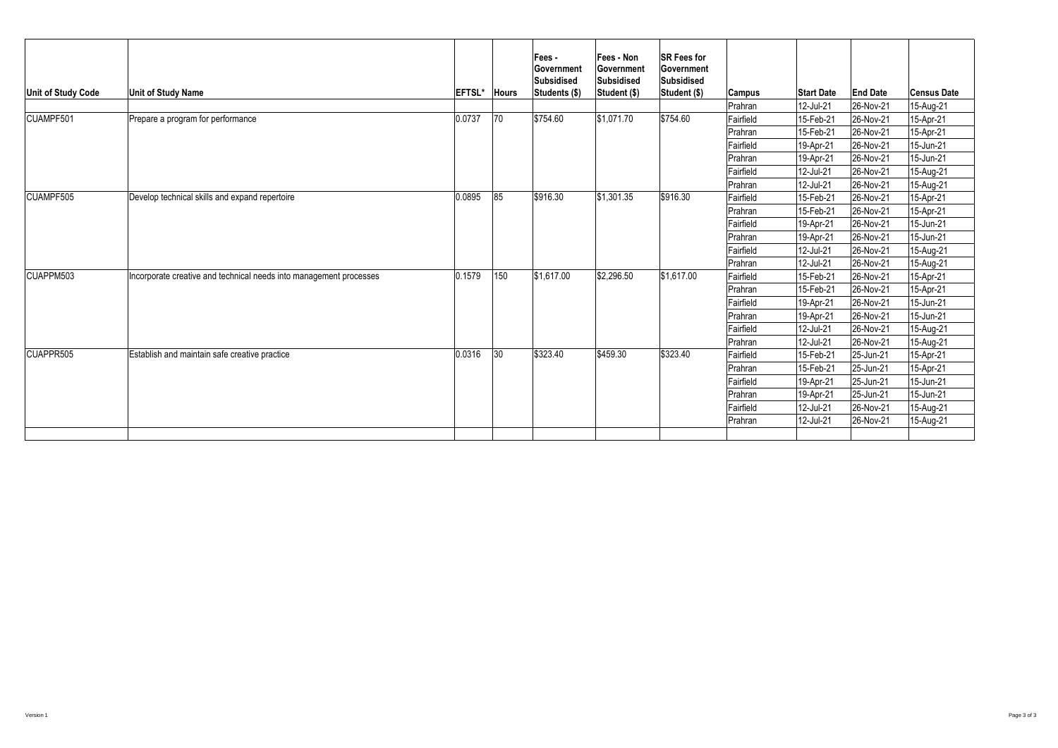| Unit of Study Code | Unit of Study Name | EFTSL* | Hours | Fees - Government Subsidised Students ($) | Fees - Non Government Subsidised Student ($) | SR Fees for Government Subsidised Student ($) | Campus | Start Date | End Date | Census Date |
|---|---|---|---|---|---|---|---|---|---|---|
| | | | | | | | Prahran | 12-Jul-21 | 26-Nov-21 | 15-Aug-21 |
| CUAMPF501 | Prepare a program for performance | 0.0737 | 70 | $754.60 | $1,071.70 | $754.60 | Fairfield | 15-Feb-21 | 26-Nov-21 | 15-Apr-21 |
| | | | | | | | Prahran | 15-Feb-21 | 26-Nov-21 | 15-Apr-21 |
| | | | | | | | Fairfield | 19-Apr-21 | 26-Nov-21 | 15-Jun-21 |
| | | | | | | | Prahran | 19-Apr-21 | 26-Nov-21 | 15-Jun-21 |
| | | | | | | | Fairfield | 12-Jul-21 | 26-Nov-21 | 15-Aug-21 |
| | | | | | | | Prahran | 12-Jul-21 | 26-Nov-21 | 15-Aug-21 |
| CUAMPF505 | Develop technical skills and expand repertoire | 0.0895 | 85 | $916.30 | $1,301.35 | $916.30 | Fairfield | 15-Feb-21 | 26-Nov-21 | 15-Apr-21 |
| | | | | | | | Prahran | 15-Feb-21 | 26-Nov-21 | 15-Apr-21 |
| | | | | | | | Fairfield | 19-Apr-21 | 26-Nov-21 | 15-Jun-21 |
| | | | | | | | Prahran | 19-Apr-21 | 26-Nov-21 | 15-Jun-21 |
| | | | | | | | Fairfield | 12-Jul-21 | 26-Nov-21 | 15-Aug-21 |
| | | | | | | | Prahran | 12-Jul-21 | 26-Nov-21 | 15-Aug-21 |
| CUAPPM503 | Incorporate creative and technical needs into management processes | 0.1579 | 150 | $1,617.00 | $2,296.50 | $1,617.00 | Fairfield | 15-Feb-21 | 26-Nov-21 | 15-Apr-21 |
| | | | | | | | Prahran | 15-Feb-21 | 26-Nov-21 | 15-Apr-21 |
| | | | | | | | Fairfield | 19-Apr-21 | 26-Nov-21 | 15-Jun-21 |
| | | | | | | | Prahran | 19-Apr-21 | 26-Nov-21 | 15-Jun-21 |
| | | | | | | | Fairfield | 12-Jul-21 | 26-Nov-21 | 15-Aug-21 |
| | | | | | | | Prahran | 12-Jul-21 | 26-Nov-21 | 15-Aug-21 |
| CUAPPR505 | Establish and maintain safe creative practice | 0.0316 | 30 | $323.40 | $459.30 | $323.40 | Fairfield | 15-Feb-21 | 25-Jun-21 | 15-Apr-21 |
| | | | | | | | Prahran | 15-Feb-21 | 25-Jun-21 | 15-Apr-21 |
| | | | | | | | Fairfield | 19-Apr-21 | 25-Jun-21 | 15-Jun-21 |
| | | | | | | | Prahran | 19-Apr-21 | 25-Jun-21 | 15-Jun-21 |
| | | | | | | | Fairfield | 12-Jul-21 | 26-Nov-21 | 15-Aug-21 |
| | | | | | | | Prahran | 12-Jul-21 | 26-Nov-21 | 15-Aug-21 |
| | | | | | | | | | | |

Version 1